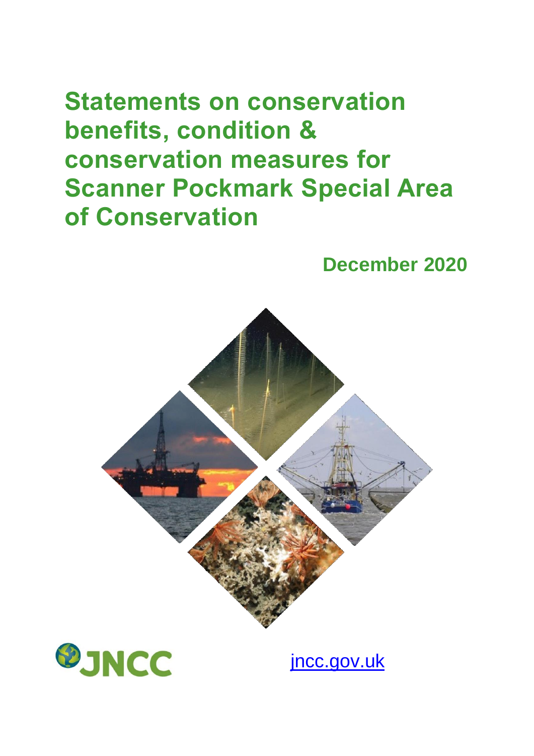# Statements on conservation benefits, condition & conservation measures for Scanner Pockmark Special Area of Conservation

**December 2020**

JNCC

jncc.gov.uk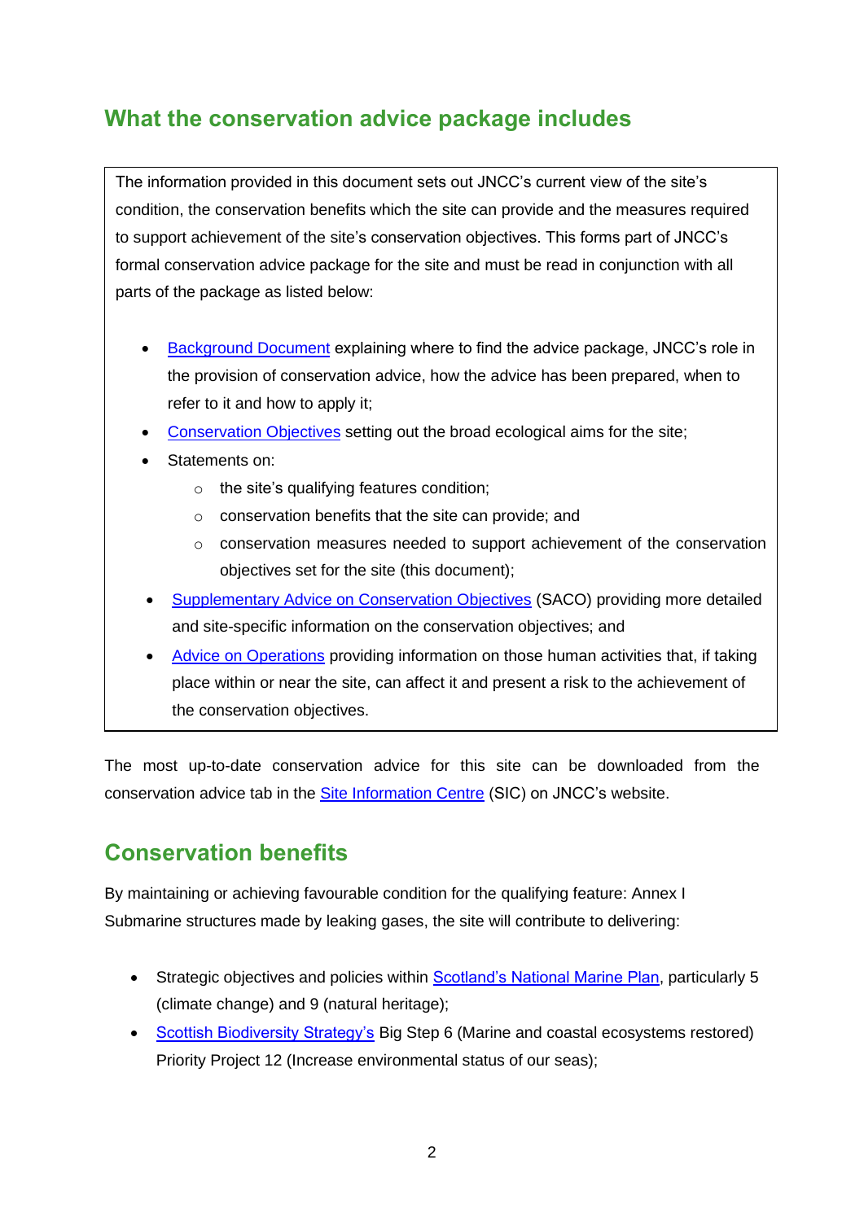## What the conservation advice package includes

The information provided in this document sets out JNCC's current view of the site's condition, the conservation benefits which the site can provide and the measures required to support achievement of the site's conservation objectives. This forms part of JNCC's formal conservation advice package for the site and must be read in conjunction with all parts of the package as listed below:

- Background Document explaining where to find the advice package, JNCC's role in the provision of conservation advice, how the advice has been prepared, when to refer to it and how to apply it;
- Conservation Objectives setting out the broad ecological aims for the site;
- Statements on:
  - the site's qualifying features condition;
  - conservation benefits that the site can provide; and
  - conservation measures needed to support achievement of the conservation objectives set for the site (this document);
- Supplementary Advice on Conservation Objectives (SACO) providing more detailed and site-specific information on the conservation objectives; and
- Advice on Operations providing information on those human activities that, if taking place within or near the site, can affect it and present a risk to the achievement of the conservation objectives.

The most up-to-date conservation advice for this site can be downloaded from the conservation advice tab in the Site Information Centre (SIC) on JNCC's website.

## Conservation benefits

By maintaining or achieving favourable condition for the qualifying feature: Annex I Submarine structures made by leaking gases, the site will contribute to delivering:

- Strategic objectives and policies within Scotland's National Marine Plan, particularly 5 (climate change) and 9 (natural heritage);
- Scottish Biodiversity Strategy's Big Step 6 (Marine and coastal ecosystems restored) Priority Project 12 (Increase environmental status of our seas);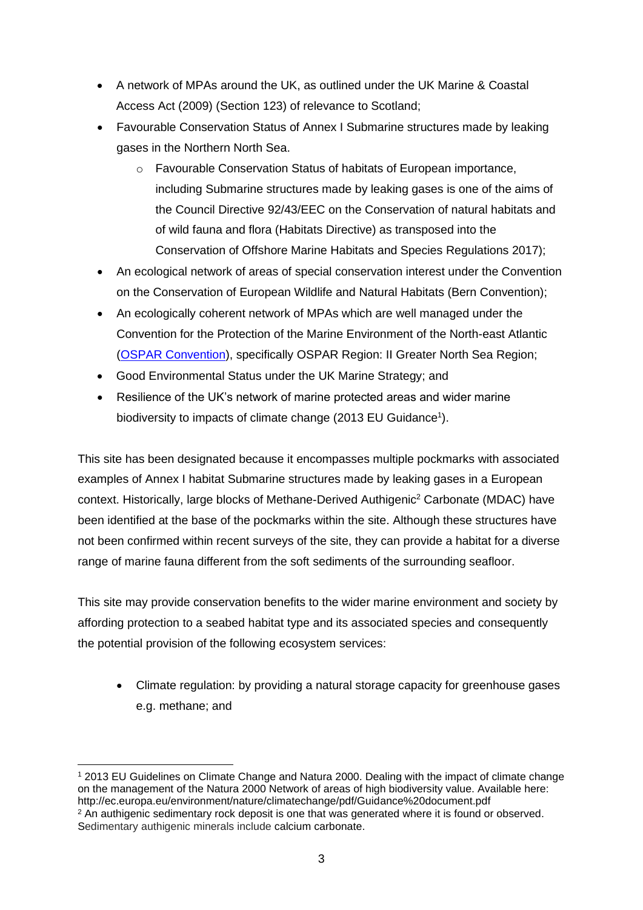- A network of MPAs around the UK, as outlined under the UK Marine & Coastal Access Act (2009) (Section 123) of relevance to Scotland;
- Favourable Conservation Status of Annex I Submarine structures made by leaking gases in the Northern North Sea.
    - Favourable Conservation Status of habitats of European importance, including Submarine structures made by leaking gases is one of the aims of the Council Directive 92/43/EEC on the Conservation of natural habitats and of wild fauna and flora (Habitats Directive) as transposed into the Conservation of Offshore Marine Habitats and Species Regulations 2017);
- An ecological network of areas of special conservation interest under the Convention on the Conservation of European Wildlife and Natural Habitats (Bern Convention);
- An ecologically coherent network of MPAs which are well managed under the Convention for the Protection of the Marine Environment of the North-east Atlantic (OSPAR Convention), specifically OSPAR Region: II Greater North Sea Region;
- Good Environmental Status under the UK Marine Strategy; and
- Resilience of the UK's network of marine protected areas and wider marine biodiversity to impacts of climate change (2013 EU Guidance[1]).

This site has been designated because it encompasses multiple pockmarks with associated examples of Annex I habitat Submarine structures made by leaking gases in a European context. Historically, large blocks of Methane-Derived Authigenic[2] Carbonate (MDAC) have been identified at the base of the pockmarks within the site. Although these structures have not been confirmed within recent surveys of the site, they can provide a habitat for a diverse range of marine fauna different from the soft sediments of the surrounding seafloor.

This site may provide conservation benefits to the wider marine environment and society by affording protection to a seabed habitat type and its associated species and consequently the potential provision of the following ecosystem services:

- Climate regulation: by providing a natural storage capacity for greenhouse gases e.g. methane; and

---

[1] 2013 EU Guidelines on Climate Change and Natura 2000. Dealing with the impact of climate change on the management of the Natura 2000 Network of areas of high biodiversity value. Available here: http://ec.europa.eu/environment/nature/climatechange/pdf/Guidance%20document.pdf

[2] An authigenic sedimentary rock deposit is one that was generated where it is found or observed. Sedimentary authigenic minerals include calcium carbonate.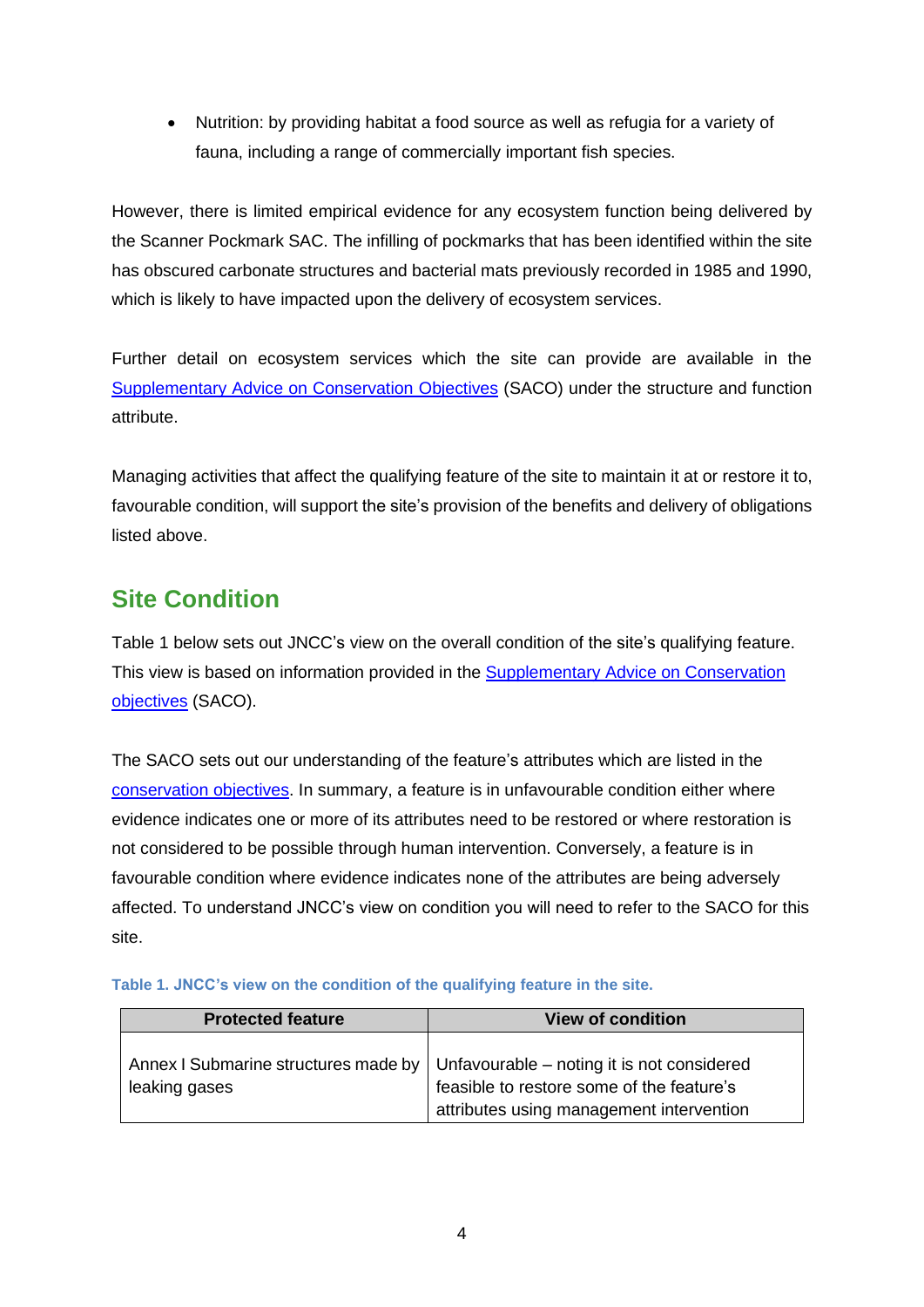- Nutrition: by providing habitat a food source as well as refugia for a variety of fauna, including a range of commercially important fish species.

However, there is limited empirical evidence for any ecosystem function being delivered by the Scanner Pockmark SAC. The infilling of pockmarks that has been identified within the site has obscured carbonate structures and bacterial mats previously recorded in 1985 and 1990, which is likely to have impacted upon the delivery of ecosystem services.

Further detail on ecosystem services which the site can provide are available in the Supplementary Advice on Conservation Objectives (SACO) under the structure and function attribute.

Managing activities that affect the qualifying feature of the site to maintain it at or restore it to, favourable condition, will support the site's provision of the benefits and delivery of obligations listed above.

## Site Condition

Table 1 below sets out JNCC's view on the overall condition of the site's qualifying feature. This view is based on information provided in the Supplementary Advice on Conservation objectives (SACO).

The SACO sets out our understanding of the feature's attributes which are listed in the conservation objectives. In summary, a feature is in unfavourable condition either where evidence indicates one or more of its attributes need to be restored or where restoration is not considered to be possible through human intervention. Conversely, a feature is in favourable condition where evidence indicates none of the attributes are being adversely affected. To understand JNCC's view on condition you will need to refer to the SACO for this site.

**Table 1. JNCC's view on the condition of the qualifying feature in the site.**

| Protected feature | View of condition |
|---|---|
| Annex I Submarine structures made by leaking gases | Unfavourable – noting it is not considered feasible to restore some of the feature's attributes using management intervention |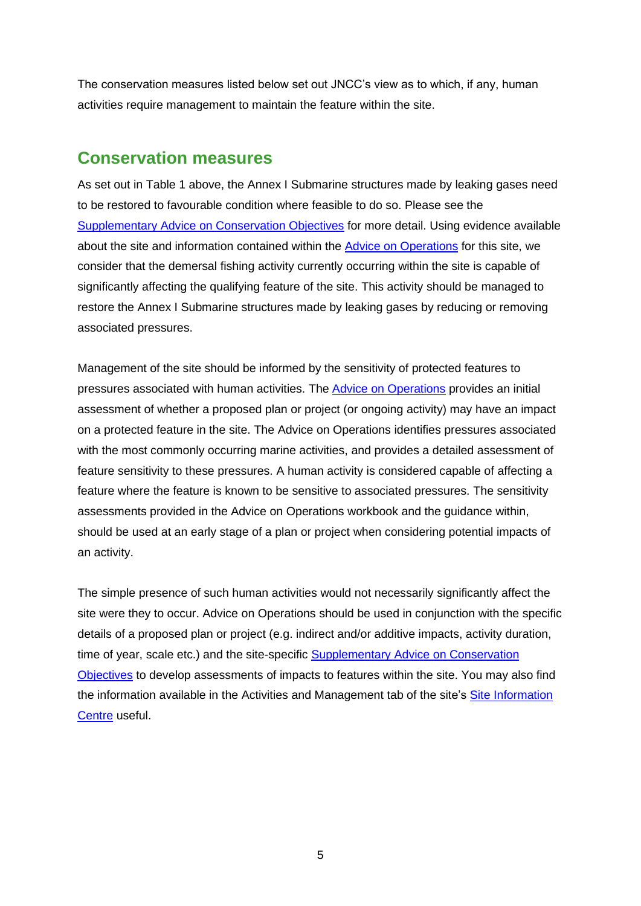The conservation measures listed below set out JNCC's view as to which, if any, human activities require management to maintain the feature within the site.

## Conservation measures

As set out in Table 1 above, the Annex I Submarine structures made by leaking gases need to be restored to favourable condition where feasible to do so. Please see the Supplementary Advice on Conservation Objectives for more detail. Using evidence available about the site and information contained within the Advice on Operations for this site, we consider that the demersal fishing activity currently occurring within the site is capable of significantly affecting the qualifying feature of the site. This activity should be managed to restore the Annex I Submarine structures made by leaking gases by reducing or removing associated pressures.

Management of the site should be informed by the sensitivity of protected features to pressures associated with human activities. The Advice on Operations provides an initial assessment of whether a proposed plan or project (or ongoing activity) may have an impact on a protected feature in the site. The Advice on Operations identifies pressures associated with the most commonly occurring marine activities, and provides a detailed assessment of feature sensitivity to these pressures. A human activity is considered capable of affecting a feature where the feature is known to be sensitive to associated pressures. The sensitivity assessments provided in the Advice on Operations workbook and the guidance within, should be used at an early stage of a plan or project when considering potential impacts of an activity.

The simple presence of such human activities would not necessarily significantly affect the site were they to occur. Advice on Operations should be used in conjunction with the specific details of a proposed plan or project (e.g. indirect and/or additive impacts, activity duration, time of year, scale etc.) and the site-specific Supplementary Advice on Conservation Objectives to develop assessments of impacts to features within the site. You may also find the information available in the Activities and Management tab of the site's Site Information Centre useful.